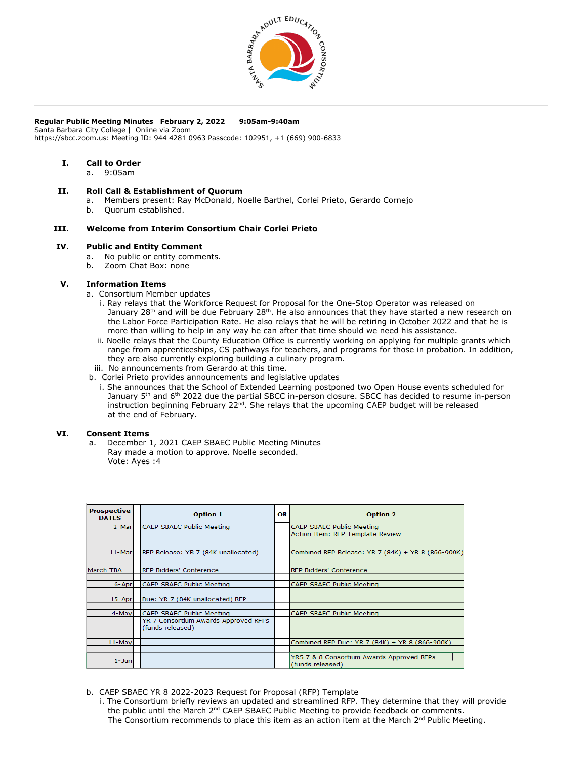**Regular Public Meeting Minutes  February 2, 2022  9:05am-9:40am**
Santa Barbara City College | Online via Zoom
https://sbcc.zoom.us: Meeting ID: 944 4281 0963 Passcode: 102951, +1 (669) 900-6833

## I. Call to Order

a. 9:05am

## II. Roll Call & Establishment of Quorum

a. Members present: Ray McDonald, Noelle Barthel, Corlei Prieto, Gerardo Cornejo
b. Quorum established.

## III. Welcome from Interim Consortium Chair Corlei Prieto

## IV. Public and Entity Comment

a. No public or entity comments.
b. Zoom Chat Box: none

## V. Information Items

a. Consortium Member updates
   i. Ray relays that the Workforce Request for Proposal for the One-Stop Operator was released on January 28th and will be due February 28th. He also announces that they have started a new research on the Labor Force Participation Rate. He also relays that he will be retiring in October 2022 and that he is more than willing to help in any way he can after that time should we need his assistance.
   ii. Noelle relays that the County Education Office is currently working on applying for multiple grants which range from apprenticeships, CS pathways for teachers, and programs for those in probation. In addition, they are also currently exploring building a culinary program.
   iii. No announcements from Gerardo at this time.

b. Corlei Prieto provides announcements and legislative updates
   i. She announces that the School of Extended Learning postponed two Open House events scheduled for January 5th and 6th 2022 due the partial SBCC in-person closure. SBCC has decided to resume in-person instruction beginning February 22nd. She relays that the upcoming CAEP budget will be released at the end of February.

## VI. Consent Items

a. December 1, 2021 CAEP SBAEC Public Meeting Minutes
   Ray made a motion to approve. Noelle seconded.
   Vote: Ayes :4

| Prospective DATES | Option 1 | OR | Option 2 |
|---|---|---|---|
| 2-Mar | CAEP SBAEC Public Meeting | | CAEP SBAEC Public Meeting |
| | | | Action Item: RFP Template Review |
| | | | |
| 11-Mar | RFP Release: YR 7 (84K unallocated) | | Combined RFP Release: YR 7 (84K) + YR 8 (866-900K) |
| | | | |
| March TBA | RFP Bidders' Conference | | RFP Bidders' Conference |
| | | | |
| 6-Apr | CAEP SBAEC Public Meeting | | CAEP SBAEC Public Meeting |
| | | | |
| 15-Apr | Due: YR 7 (84K unallocated) RFP | | |
| | | | |
| 4-May | CAEP SBAEC Public Meeting | | CAEP SBAEC Public Meeting |
| | YR 7 Consortium Awards Approved RFPs (funds released) | | |
| | | | |
| 11-May | | | Combined RFP Due: YR 7 (84K) + YR 8 (866-900K) |
| | | | |
| 1-Jun | | | YRS 7 & 8 Consortium Awards Approved RFPs (funds released) |

b. CAEP SBAEC YR 8 2022-2023 Request for Proposal (RFP) Template
   i. The Consortium briefly reviews an updated and streamlined RFP. They determine that they will provide the public until the March 2nd CAEP SBAEC Public Meeting to provide feedback or comments. The Consortium recommends to place this item as an action item at the March 2nd Public Meeting.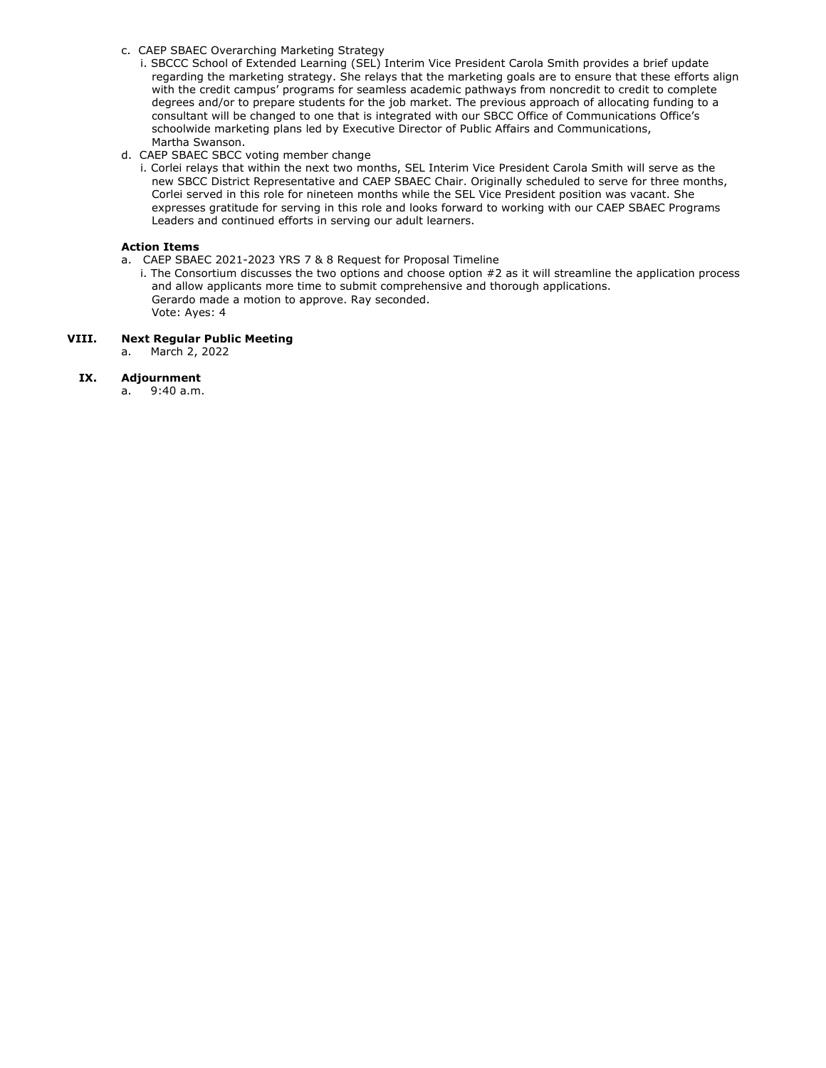c. CAEP SBAEC Overarching Marketing Strategy
   i. SBCCC School of Extended Learning (SEL) Interim Vice President Carola Smith provides a brief update regarding the marketing strategy. She relays that the marketing goals are to ensure that these efforts align with the credit campus' programs for seamless academic pathways from noncredit to credit to complete degrees and/or to prepare students for the job market. The previous approach of allocating funding to a consultant will be changed to one that is integrated with our SBCC Office of Communications Office's schoolwide marketing plans led by Executive Director of Public Affairs and Communications, Martha Swanson.

d. CAEP SBAEC SBCC voting member change
   i. Corlei relays that within the next two months, SEL Interim Vice President Carola Smith will serve as the new SBCC District Representative and CAEP SBAEC Chair. Originally scheduled to serve for three months, Corlei served in this role for nineteen months while the SEL Vice President position was vacant. She expresses gratitude for serving in this role and looks forward to working with our CAEP SBAEC Programs Leaders and continued efforts in serving our adult learners.

**Action Items**

a. CAEP SBAEC 2021-2023 YRS 7 & 8 Request for Proposal Timeline
   i. The Consortium discusses the two options and choose option #2 as it will streamline the application process and allow applicants more time to submit comprehensive and thorough applications.
   Gerardo made a motion to approve. Ray seconded.
   Vote: Ayes: 4

## VIII. Next Regular Public Meeting

a. March 2, 2022

## IX. Adjournment

a. 9:40 a.m.